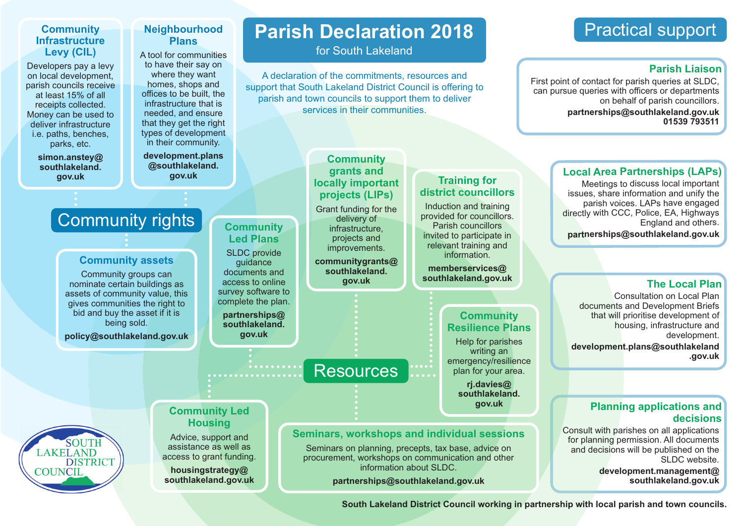# Parish Declaration 2018

for South Lakeland

A declaration of the commitments, resources and support that South Lakeland District Council is offering to parish and town councils to support them to deliver services in their communities.

## Community rights

### Community Infrastructure Levy (CIL)

Developers pay a levy on local development, parish councils receive at least 15% of all receipts collected. Money can be used to deliver infrastructure i.e. paths, benches, parks, etc.

**simon.anstey@southlakeland.gov.uk**

### Neighbourhood Plans

A tool for communities to have their say on where they want homes, shops and offices to be built, the infrastructure that is needed, and ensure that they get the right types of development in their community.

**development.plans@southlakeland.gov.uk**

### Community assets

Community groups can nominate certain buildings as assets of community value, this gives communities the right to bid and buy the asset if it is being sold.

**policy@southlakeland.gov.uk**

## Resources

### Community Led Plans

SLDC provide guidance documents and access to online survey software to complete the plan.

**partnerships@southlakeland.gov.uk**

### Community grants and locally important projects (LIPs)

Grant funding for the delivery of infrastructure, projects and improvements.

**communitygrants@southlakeland.gov.uk**

### Training for district councillors

Induction and training provided for councillors. Parish councillors invited to participate in relevant training and information.

**memberservices@southlakeland.gov.uk**

### Community Resilience Plans

Help for parishes writing an emergency/resilience plan for your area.

**rj.davies@southlakeland.gov.uk**

### Community Led Housing

Advice, support and assistance as well as access to grant funding.

**housingstrategy@southlakeland.gov.uk**

### Seminars, workshops and individual sessions

Seminars on planning, precepts, tax base, advice on procurement, workshops on communication and other information about SLDC.

**partnerships@southlakeland.gov.uk**

## Practical support

### Parish Liaison

First point of contact for parish queries at SLDC, can pursue queries with officers or departments on behalf of parish councillors.

**partnerships@southlakeland.gov.uk**
**01539 793511**

### Local Area Partnerships (LAPs)

Meetings to discuss local important issues, share information and unify the parish voices. LAPs have engaged directly with CCC, Police, EA, Highways England and others.

**partnerships@southlakeland.gov.uk**

### The Local Plan

Consultation on Local Plan documents and Development Briefs that will prioritise development of housing, infrastructure and development.

**development.plans@southlakeland.gov.uk**

### Planning applications and decisions

Consult with parishes on all applications for planning permission. All documents and decisions will be published on the SLDC website.

**development.management@southlakeland.gov.uk**

SOUTH LAKELAND DISTRICT COUNCIL

**South Lakeland District Council working in partnership with local parish and town councils.**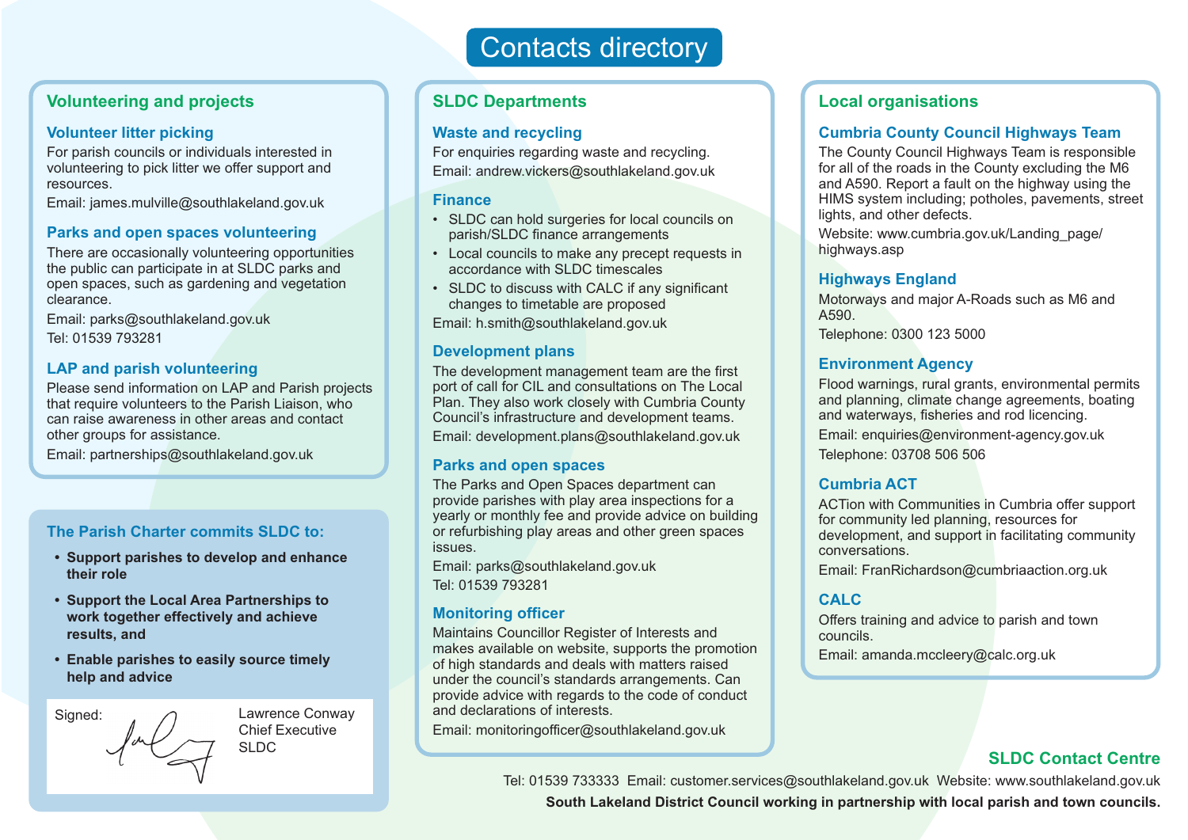# Contacts directory

## Volunteering and projects

### Volunteer litter picking

For parish councils or individuals interested in volunteering to pick litter we offer support and resources.

Email: james.mulville@southlakeland.gov.uk

### Parks and open spaces volunteering

There are occasionally volunteering opportunities the public can participate in at SLDC parks and open spaces, such as gardening and vegetation clearance.

Email: parks@southlakeland.gov.uk

Tel: 01539 793281

### LAP and parish volunteering

Please send information on LAP and Parish projects that require volunteers to the Parish Liaison, who can raise awareness in other areas and contact other groups for assistance.

Email: partnerships@southlakeland.gov.uk

## The Parish Charter commits SLDC to:

- **Support parishes to develop and enhance their role**
- **Support the Local Area Partnerships to work together effectively and achieve results, and**
- **Enable parishes to easily source timely help and advice**

Signed:

Lawrence Conway
Chief Executive
SLDC

## SLDC Departments

### Waste and recycling

For enquiries regarding waste and recycling.

Email: andrew.vickers@southlakeland.gov.uk

### Finance

- SLDC can hold surgeries for local councils on parish/SLDC finance arrangements
- Local councils to make any precept requests in accordance with SLDC timescales
- SLDC to discuss with CALC if any significant changes to timetable are proposed

Email: h.smith@southlakeland.gov.uk

### Development plans

The development management team are the first port of call for CIL and consultations on The Local Plan. They also work closely with Cumbria County Council's infrastructure and development teams.

Email: development.plans@southlakeland.gov.uk

### Parks and open spaces

The Parks and Open Spaces department can provide parishes with play area inspections for a yearly or monthly fee and provide advice on building or refurbishing play areas and other green spaces issues.

Email: parks@southlakeland.gov.uk

Tel: 01539 793281

### Monitoring officer

Maintains Councillor Register of Interests and makes available on website, supports the promotion of high standards and deals with matters raised under the council's standards arrangements. Can provide advice with regards to the code of conduct and declarations of interests.

Email: monitoringofficer@southlakeland.gov.uk

## Local organisations

### Cumbria County Council Highways Team

The County Council Highways Team is responsible for all of the roads in the County excluding the M6 and A590. Report a fault on the highway using the HIMS system including; potholes, pavements, street lights, and other defects.

Website: www.cumbria.gov.uk/Landing_page/highways.asp

### Highways England

Motorways and major A-Roads such as M6 and A590.

Telephone: 0300 123 5000

### Environment Agency

Flood warnings, rural grants, environmental permits and planning, climate change agreements, boating and waterways, fisheries and rod licencing.

Email: enquiries@environment-agency.gov.uk

Telephone: 03708 506 506

### Cumbria ACT

ACTion with Communities in Cumbria offer support for community led planning, resources for development, and support in facilitating community conversations.

Email: FranRichardson@cumbriaaction.org.uk

### CALC

Offers training and advice to parish and town councils.

Email: amanda.mccleery@calc.org.uk

## SLDC Contact Centre

Tel: 01539 733333 Email: customer.services@southlakeland.gov.uk Website: www.southlakeland.gov.uk

**South Lakeland District Council working in partnership with local parish and town councils.**